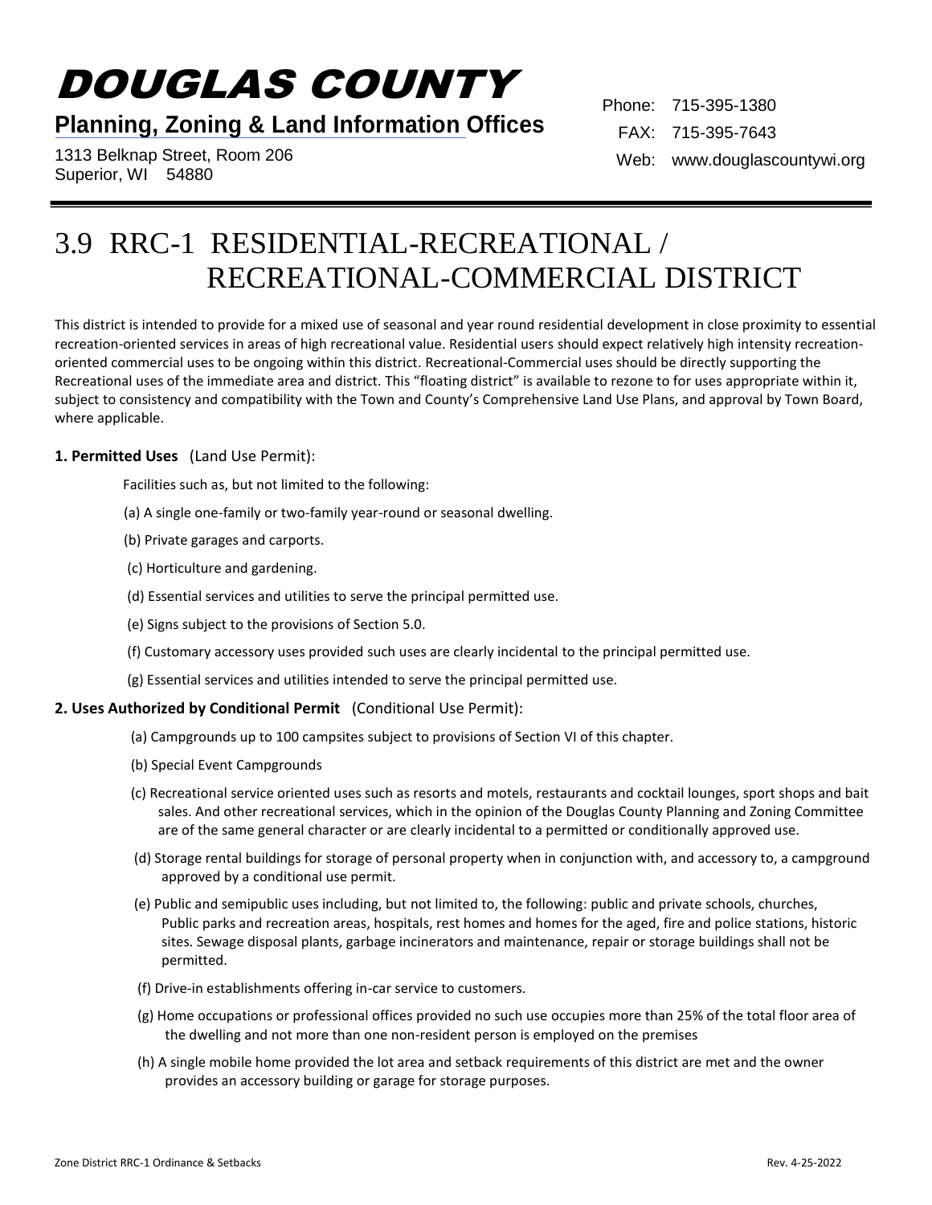# DOUGLAS COUNTY

**Planning, Zoning & Land Information Offices**

1313 Belknap Street, Room 206
Superior, WI 54880

Phone: 715-395-1380
FAX: 715-395-7643
Web: www.douglascountywi.org

## 3.9 RRC-1 RESIDENTIAL-RECREATIONAL / RECREATIONAL-COMMERCIAL DISTRICT

This district is intended to provide for a mixed use of seasonal and year round residential development in close proximity to essential recreation-oriented services in areas of high recreational value. Residential users should expect relatively high intensity recreation-oriented commercial uses to be ongoing within this district. Recreational-Commercial uses should be directly supporting the Recreational uses of the immediate area and district. This "floating district" is available to rezone to for uses appropriate within it, subject to consistency and compatibility with the Town and County's Comprehensive Land Use Plans, and approval by Town Board, where applicable.

**1. Permitted Uses** (Land Use Permit):

Facilities such as, but not limited to the following:

(a) A single one-family or two-family year-round or seasonal dwelling.

(b) Private garages and carports.

(c) Horticulture and gardening.

(d) Essential services and utilities to serve the principal permitted use.

(e) Signs subject to the provisions of Section 5.0.

(f) Customary accessory uses provided such uses are clearly incidental to the principal permitted use.

(g) Essential services and utilities intended to serve the principal permitted use.

**2. Uses Authorized by Conditional Permit** (Conditional Use Permit):

(a) Campgrounds up to 100 campsites subject to provisions of Section VI of this chapter.

(b) Special Event Campgrounds

(c) Recreational service oriented uses such as resorts and motels, restaurants and cocktail lounges, sport shops and bait sales. And other recreational services, which in the opinion of the Douglas County Planning and Zoning Committee are of the same general character or are clearly incidental to a permitted or conditionally approved use.

(d) Storage rental buildings for storage of personal property when in conjunction with, and accessory to, a campground approved by a conditional use permit.

(e) Public and semipublic uses including, but not limited to, the following: public and private schools, churches, Public parks and recreation areas, hospitals, rest homes and homes for the aged, fire and police stations, historic sites. Sewage disposal plants, garbage incinerators and maintenance, repair or storage buildings shall not be permitted.

(f) Drive-in establishments offering in-car service to customers.

(g) Home occupations or professional offices provided no such use occupies more than 25% of the total floor area of the dwelling and not more than one non-resident person is employed on the premises

(h) A single mobile home provided the lot area and setback requirements of this district are met and the owner provides an accessory building or garage for storage purposes.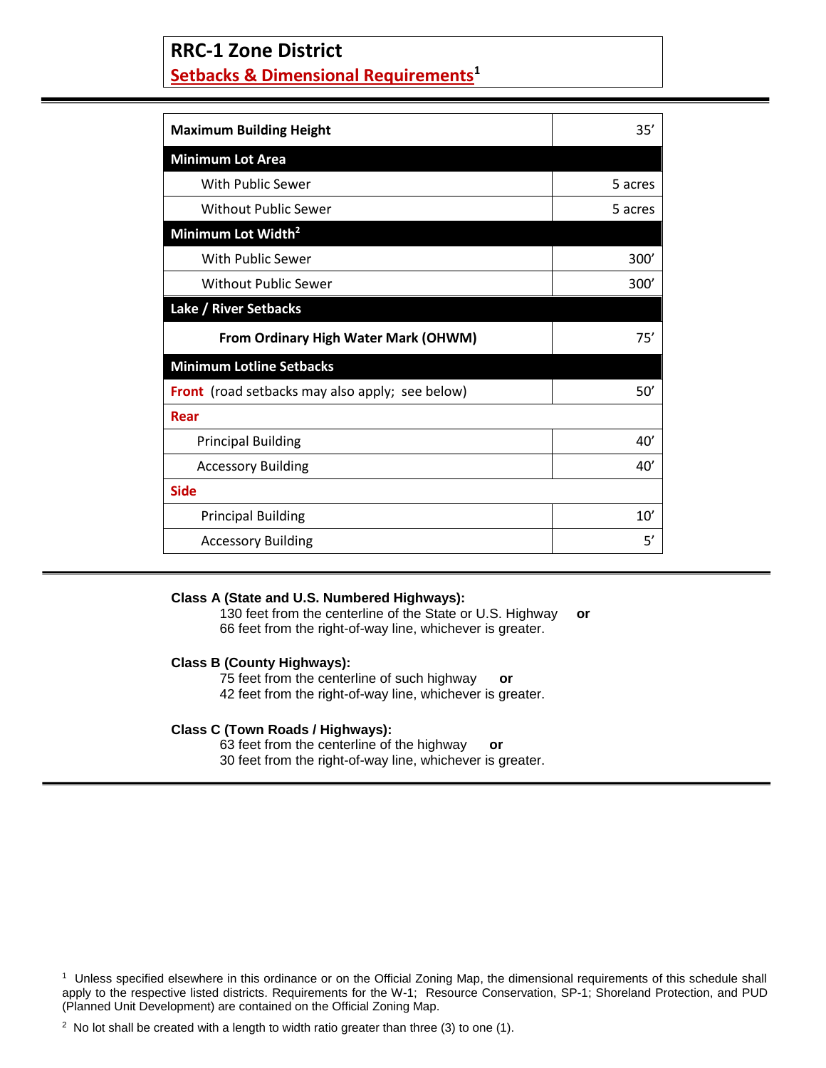# RRC-1 Zone District

## Setbacks & Dimensional Requirements[1]

| | |
|---|---|
| **Maximum Building Height** | 35' |
| **Minimum Lot Area** | |
| With Public Sewer | 5 acres |
| Without Public Sewer | 5 acres |
| **Minimum Lot Width[2]** | |
| With Public Sewer | 300' |
| Without Public Sewer | 300' |
| **Lake / River Setbacks** | |
| **From Ordinary High Water Mark (OHWM)** | 75' |
| **Minimum Lotline Setbacks** | |
| **Front** (road setbacks may also apply; see below) | 50' |
| **Rear** | |
| Principal Building | 40' |
| Accessory Building | 40' |
| **Side** | |
| Principal Building | 10' |
| Accessory Building | 5' |

**Class A (State and U.S. Numbered Highways):**
130 feet from the centerline of the State or U.S. Highway **or**
66 feet from the right-of-way line, whichever is greater.

**Class B (County Highways):**
75 feet from the centerline of such highway **or**
42 feet from the right-of-way line, whichever is greater.

**Class C (Town Roads / Highways):**
63 feet from the centerline of the highway **or**
30 feet from the right-of-way line, whichever is greater.

[1] Unless specified elsewhere in this ordinance or on the Official Zoning Map, the dimensional requirements of this schedule shall apply to the respective listed districts. Requirements for the W-1; Resource Conservation, SP-1; Shoreland Protection, and PUD (Planned Unit Development) are contained on the Official Zoning Map.

[2] No lot shall be created with a length to width ratio greater than three (3) to one (1).